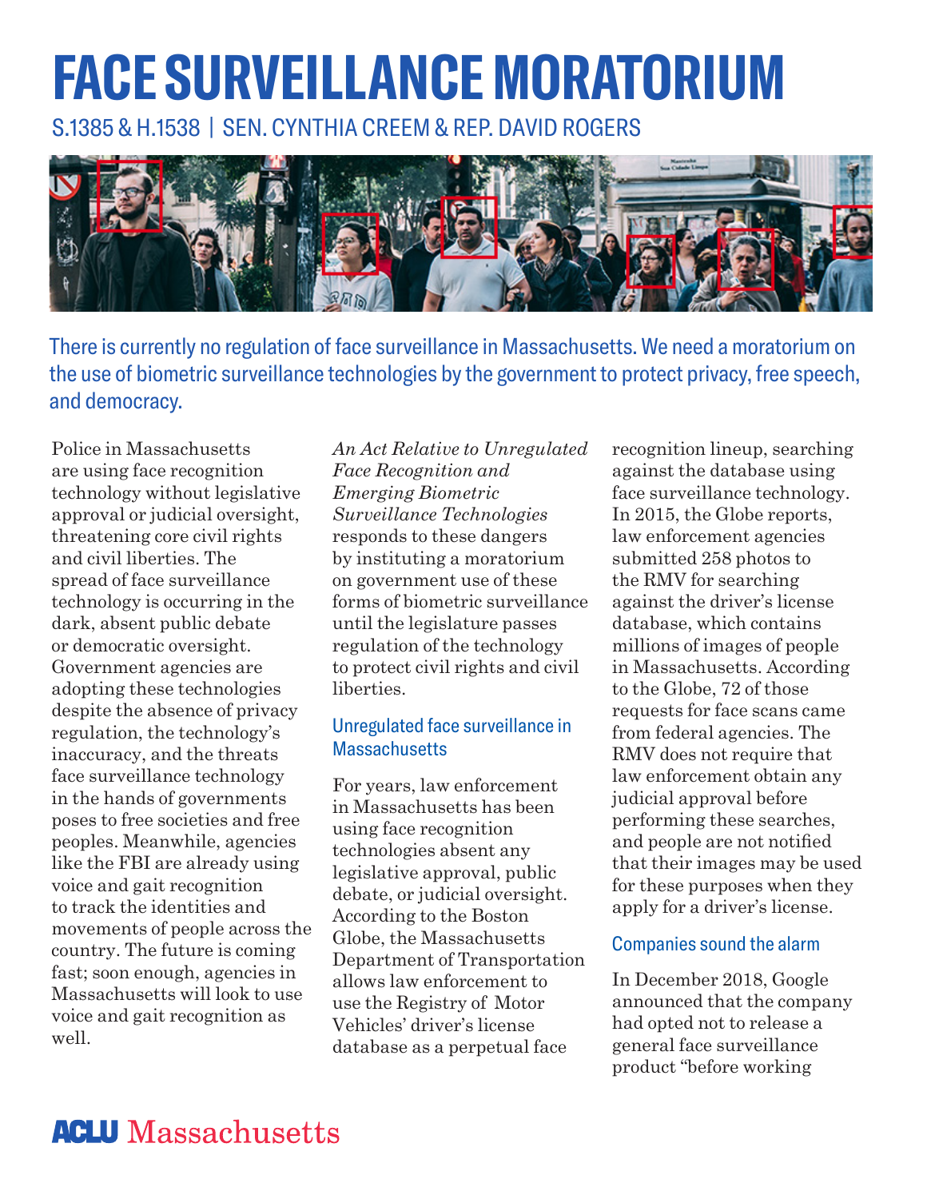# FACE SURVEILLANCE MORATORIUM

S.1385 & H.1538 | SEN. CYNTHIA CREEM & REP. DAVID ROGERS

There is currently no regulation of face surveillance in Massachusetts. We need a moratorium on the use of biometric surveillance technologies by the government to protect privacy, free speech, and democracy.

Police in Massachusetts are using face recognition technology without legislative approval or judicial oversight, threatening core civil rights and civil liberties. The spread of face surveillance technology is occurring in the dark, absent public debate or democratic oversight. Government agencies are adopting these technologies despite the absence of privacy regulation, the technology's inaccuracy, and the threats face surveillance technology in the hands of governments poses to free societies and free peoples. Meanwhile, agencies like the FBI are already using voice and gait recognition to track the identities and movements of people across the country. The future is coming fast; soon enough, agencies in Massachusetts will look to use voice and gait recognition as well.

*An Act Relative to Unregulated Face Recognition and Emerging Biometric Surveillance Technologies* responds to these dangers by instituting a moratorium on government use of these forms of biometric surveillance until the legislature passes regulation of the technology to protect civil rights and civil liberties.

## Unregulated face surveillance in Massachusetts

For years, law enforcement in Massachusetts has been using face recognition technologies absent any legislative approval, public debate, or judicial oversight. According to the Boston Globe, the Massachusetts Department of Transportation allows law enforcement to use the Registry of Motor Vehicles' driver's license database as a perpetual face recognition lineup, searching against the database using face surveillance technology. In 2015, the Globe reports, law enforcement agencies submitted 258 photos to the RMV for searching against the driver's license database, which contains millions of images of people in Massachusetts. According to the Globe, 72 of those requests for face scans came from federal agencies. The RMV does not require that law enforcement obtain any judicial approval before performing these searches, and people are not notified that their images may be used for these purposes when they apply for a driver's license.

## Companies sound the alarm

In December 2018, Google announced that the company had opted not to release a general face surveillance product "before working

ACLU Massachusetts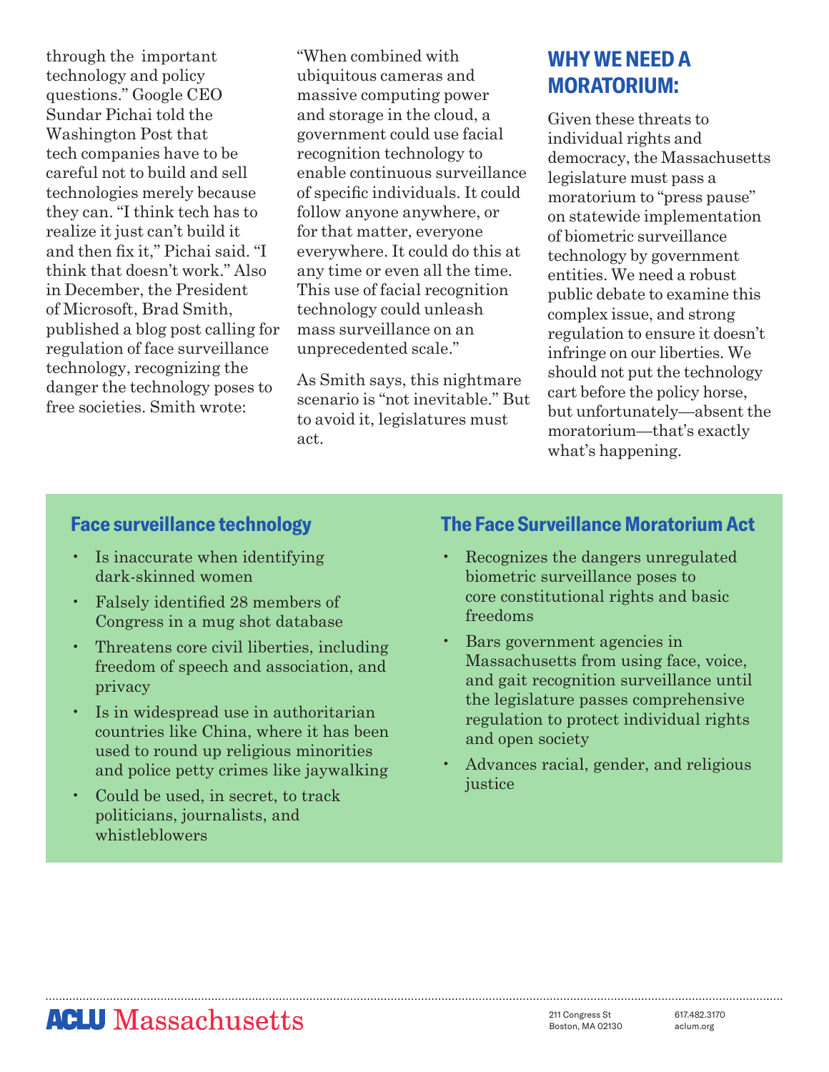through the important technology and policy questions." Google CEO Sundar Pichai told the Washington Post that tech companies have to be careful not to build and sell technologies merely because they can. "I think tech has to realize it just can't build it and then fix it," Pichai said. "I think that doesn't work." Also in December, the President of Microsoft, Brad Smith, published a blog post calling for regulation of face surveillance technology, recognizing the danger the technology poses to free societies. Smith wrote:

"When combined with ubiquitous cameras and massive computing power and storage in the cloud, a government could use facial recognition technology to enable continuous surveillance of specific individuals. It could follow anyone anywhere, or for that matter, everyone everywhere. It could do this at any time or even all the time. This use of facial recognition technology could unleash mass surveillance on an unprecedented scale."

As Smith says, this nightmare scenario is "not inevitable." But to avoid it, legislatures must act.

## WHY WE NEED A MORATORIUM:

Given these threats to individual rights and democracy, the Massachusetts legislature must pass a moratorium to "press pause" on statewide implementation of biometric surveillance technology by government entities. We need a robust public debate to examine this complex issue, and strong regulation to ensure it doesn't infringe on our liberties. We should not put the technology cart before the policy horse, but unfortunately—absent the moratorium—that's exactly what's happening.

### Face surveillance technology

- Is inaccurate when identifying dark-skinned women
- Falsely identified 28 members of Congress in a mug shot database
- Threatens core civil liberties, including freedom of speech and association, and privacy
- Is in widespread use in authoritarian countries like China, where it has been used to round up religious minorities and police petty crimes like jaywalking
- Could be used, in secret, to track politicians, journalists, and whistleblowers

### The Face Surveillance Moratorium Act

- Recognizes the dangers unregulated biometric surveillance poses to core constitutional rights and basic freedoms
- Bars government agencies in Massachusetts from using face, voice, and gait recognition surveillance until the legislature passes comprehensive regulation to protect individual rights and open society
- Advances racial, gender, and religious justice

**ACLU** Massachusetts

211 Congress St
Boston, MA 02130

617.482.3170
aclum.org